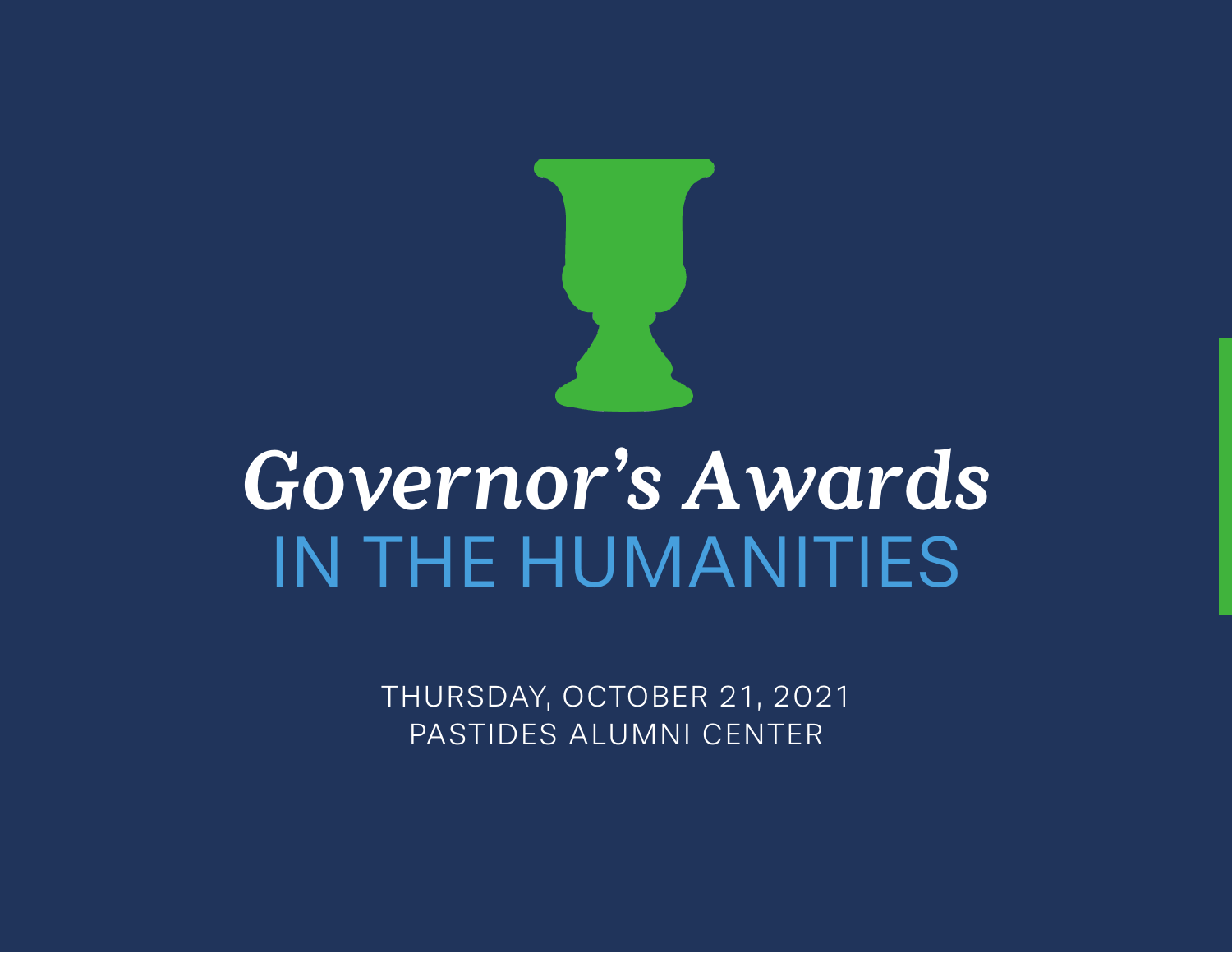# *Governor's Awards*
## IN THE HUMANITIES

THURSDAY, OCTOBER 21, 2021
PASTIDES ALUMNI CENTER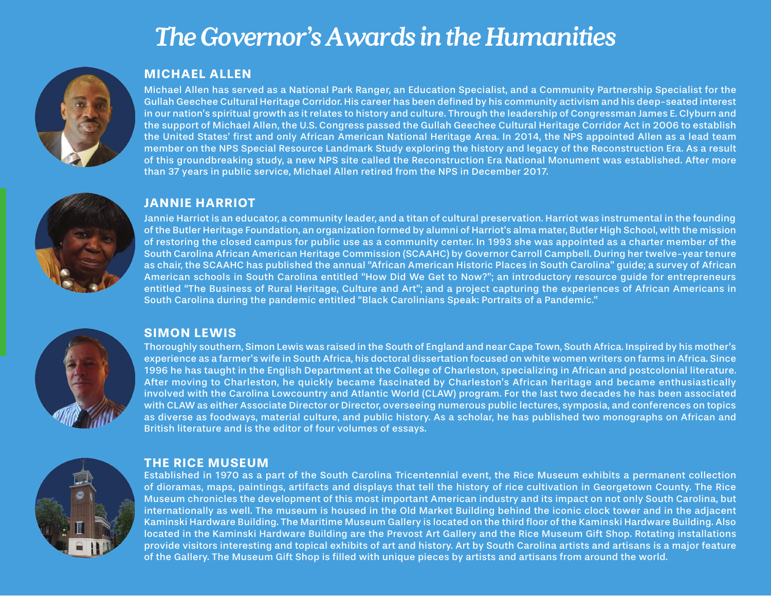# *The Governor's Awards in the Humanities*

## MICHAEL ALLEN

Michael Allen has served as a National Park Ranger, an Education Specialist, and a Community Partnership Specialist for the Gullah Geechee Cultural Heritage Corridor. His career has been defined by his community activism and his deep-seated interest in our nation's spiritual growth as it relates to history and culture. Through the leadership of Congressman James E. Clyburn and the support of Michael Allen, the U.S. Congress passed the Gullah Geechee Cultural Heritage Corridor Act in 2006 to establish the United States' first and only African American National Heritage Area. In 2014, the NPS appointed Allen as a lead team member on the NPS Special Resource Landmark Study exploring the history and legacy of the Reconstruction Era. As a result of this groundbreaking study, a new NPS site called the Reconstruction Era National Monument was established. After more than 37 years in public service, Michael Allen retired from the NPS in December 2017.

## JANNIE HARRIOT

Jannie Harriot is an educator, a community leader, and a titan of cultural preservation. Harriot was instrumental in the founding of the Butler Heritage Foundation, an organization formed by alumni of Harriot's alma mater, Butler High School, with the mission of restoring the closed campus for public use as a community center. In 1993 she was appointed as a charter member of the South Carolina African American Heritage Commission (SCAAHC) by Governor Carroll Campbell. During her twelve-year tenure as chair, the SCAAHC has published the annual "African American Historic Places in South Carolina" guide; a survey of African American schools in South Carolina entitled "How Did We Get to Now?"; an introductory resource guide for entrepreneurs entitled "The Business of Rural Heritage, Culture and Art"; and a project capturing the experiences of African Americans in South Carolina during the pandemic entitled "Black Carolinians Speak: Portraits of a Pandemic."

## SIMON LEWIS

Thoroughly southern, Simon Lewis was raised in the South of England and near Cape Town, South Africa. Inspired by his mother's experience as a farmer's wife in South Africa, his doctoral dissertation focused on white women writers on farms in Africa. Since 1996 he has taught in the English Department at the College of Charleston, specializing in African and postcolonial literature. After moving to Charleston, he quickly became fascinated by Charleston's African heritage and became enthusiastically involved with the Carolina Lowcountry and Atlantic World (CLAW) program. For the last two decades he has been associated with CLAW as either Associate Director or Director, overseeing numerous public lectures, symposia, and conferences on topics as diverse as foodways, material culture, and public history. As a scholar, he has published two monographs on African and British literature and is the editor of four volumes of essays.

## THE RICE MUSEUM

Established in 1970 as a part of the South Carolina Tricentennial event, the Rice Museum exhibits a permanent collection of dioramas, maps, paintings, artifacts and displays that tell the history of rice cultivation in Georgetown County. The Rice Museum chronicles the development of this most important American industry and its impact on not only South Carolina, but internationally as well. The museum is housed in the Old Market Building behind the iconic clock tower and in the adjacent Kaminski Hardware Building. The Maritime Museum Gallery is located on the third floor of the Kaminski Hardware Building. Also located in the Kaminski Hardware Building are the Prevost Art Gallery and the Rice Museum Gift Shop. Rotating installations provide visitors interesting and topical exhibits of art and history. Art by South Carolina artists and artisans is a major feature of the Gallery. The Museum Gift Shop is filled with unique pieces by artists and artisans from around the world.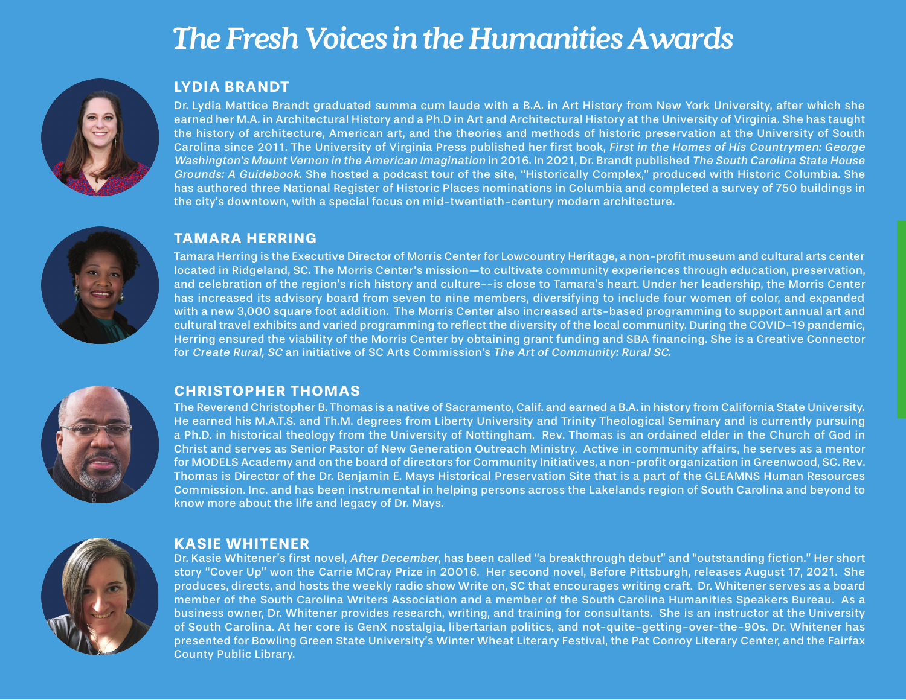# *The Fresh Voices in the Humanities Awards*

## LYDIA BRANDT

Dr. Lydia Mattice Brandt graduated summa cum laude with a B.A. in Art History from New York University, after which she earned her M.A. in Architectural History and a Ph.D in Art and Architectural History at the University of Virginia. She has taught the history of architecture, American art, and the theories and methods of historic preservation at the University of South Carolina since 2011. The University of Virginia Press published her first book, *First in the Homes of His Countrymen: George Washington's Mount Vernon in the American Imagination* in 2016. In 2021, Dr. Brandt published *The South Carolina State House Grounds: A Guidebook*. She hosted a podcast tour of the site, "Historically Complex," produced with Historic Columbia. She has authored three National Register of Historic Places nominations in Columbia and completed a survey of 750 buildings in the city's downtown, with a special focus on mid-twentieth-century modern architecture.

## TAMARA HERRING

Tamara Herring is the Executive Director of Morris Center for Lowcountry Heritage, a non-profit museum and cultural arts center located in Ridgeland, SC. The Morris Center's mission—to cultivate community experiences through education, preservation, and celebration of the region's rich history and culture--is close to Tamara's heart. Under her leadership, the Morris Center has increased its advisory board from seven to nine members, diversifying to include four women of color, and expanded with a new 3,000 square foot addition. The Morris Center also increased arts-based programming to support annual art and cultural travel exhibits and varied programming to reflect the diversity of the local community. During the COVID-19 pandemic, Herring ensured the viability of the Morris Center by obtaining grant funding and SBA financing. She is a Creative Connector for *Create Rural, SC* an initiative of SC Arts Commission's *The Art of Community: Rural SC*.

## CHRISTOPHER THOMAS

The Reverend Christopher B. Thomas is a native of Sacramento, Calif. and earned a B.A. in history from California State University. He earned his M.A.T.S. and Th.M. degrees from Liberty University and Trinity Theological Seminary and is currently pursuing a Ph.D. in historical theology from the University of Nottingham. Rev. Thomas is an ordained elder in the Church of God in Christ and serves as Senior Pastor of New Generation Outreach Ministry. Active in community affairs, he serves as a mentor for MODELS Academy and on the board of directors for Community Initiatives, a non-profit organization in Greenwood, SC. Rev. Thomas is Director of the Dr. Benjamin E. Mays Historical Preservation Site that is a part of the GLEAMNS Human Resources Commission. Inc. and has been instrumental in helping persons across the Lakelands region of South Carolina and beyond to know more about the life and legacy of Dr. Mays.

## KASIE WHITENER

Dr. Kasie Whitener's first novel, *After December*, has been called "a breakthrough debut" and "outstanding fiction." Her short story "Cover Up" won the Carrie MCray Prize in 20016. Her second novel, Before Pittsburgh, releases August 17, 2021. She produces, directs, and hosts the weekly radio show Write on, SC that encourages writing craft. Dr. Whitener serves as a board member of the South Carolina Writers Association and a member of the South Carolina Humanities Speakers Bureau. As a business owner, Dr. Whitener provides research, writing, and training for consultants. She is an instructor at the University of South Carolina. At her core is GenX nostalgia, libertarian politics, and not-quite-getting-over-the-90s. Dr. Whitener has presented for Bowling Green State University's Winter Wheat Literary Festival, the Pat Conroy Literary Center, and the Fairfax County Public Library.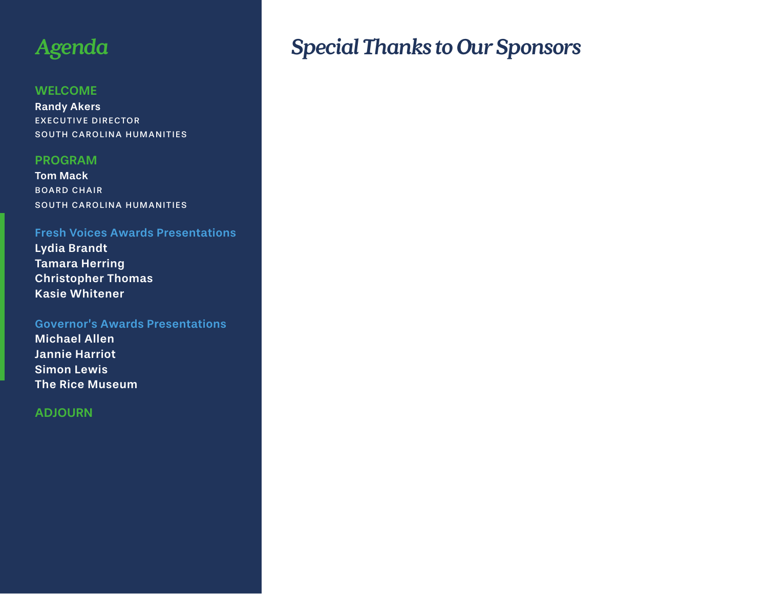# *Agenda*

## WELCOME

**Randy Akers**
EXECUTIVE DIRECTOR
SOUTH CAROLINA HUMANITIES

## PROGRAM

**Tom Mack**
BOARD CHAIR
SOUTH CAROLINA HUMANITIES

### Fresh Voices Awards Presentations

**Lydia Brandt**
**Tamara Herring**
**Christopher Thomas**
**Kasie Whitener**

### Governor's Awards Presentations

**Michael Allen**
**Jannie Harriot**
**Simon Lewis**
**The Rice Museum**

## ADJOURN

# *Special Thanks to Our Sponsors*